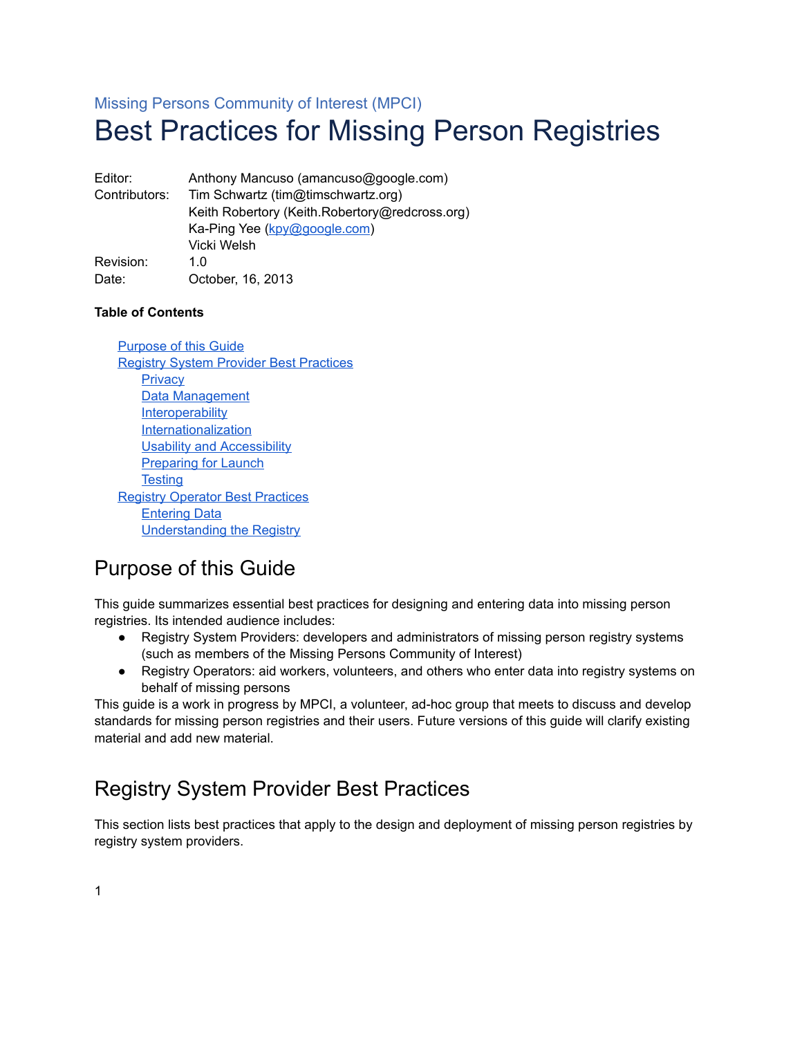Missing Persons Community of Interest (MPCI)

# Best Practices for Missing Person Registries

| | |
|---|---|
| Editor: | Anthony Mancuso (amancuso@google.com) |
| Contributors: | Tim Schwartz (tim@timschwartz.org) |
| | Keith Robertory (Keith.Robertory@redcross.org) |
| | Ka-Ping Yee (kpy@google.com) |
| | Vicki Welsh |
| Revision: | 1.0 |
| Date: | October, 16, 2013 |

**Table of Contents**

- Purpose of this Guide
- Registry System Provider Best Practices
  - Privacy
  - Data Management
  - Interoperability
  - Internationalization
  - Usability and Accessibility
  - Preparing for Launch
  - Testing
- Registry Operator Best Practices
  - Entering Data
  - Understanding the Registry

## Purpose of this Guide

This guide summarizes essential best practices for designing and entering data into missing person registries. Its intended audience includes:

- Registry System Providers: developers and administrators of missing person registry systems (such as members of the Missing Persons Community of Interest)
- Registry Operators: aid workers, volunteers, and others who enter data into registry systems on behalf of missing persons

This guide is a work in progress by MPCI, a volunteer, ad-hoc group that meets to discuss and develop standards for missing person registries and their users. Future versions of this guide will clarify existing material and add new material.

## Registry System Provider Best Practices

This section lists best practices that apply to the design and deployment of missing person registries by registry system providers.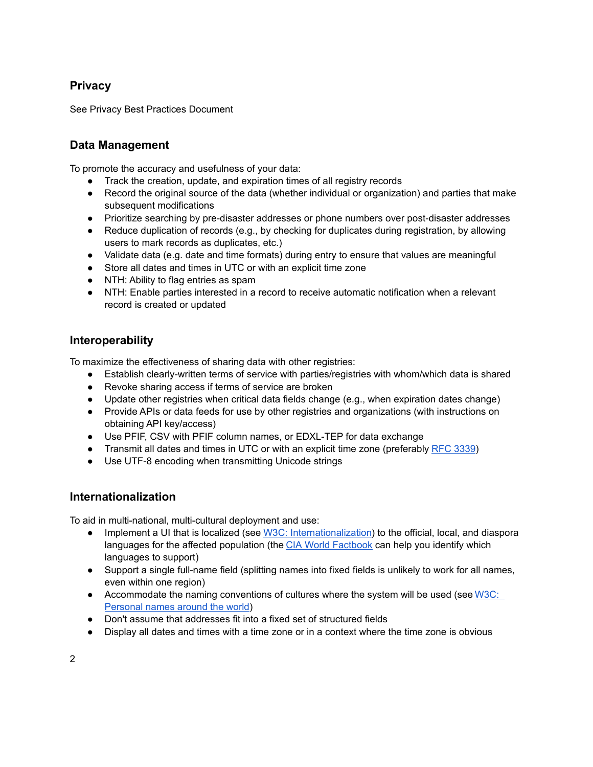## Privacy

See Privacy Best Practices Document

## Data Management

To promote the accuracy and usefulness of your data:

- Track the creation, update, and expiration times of all registry records
- Record the original source of the data (whether individual or organization) and parties that make subsequent modifications
- Prioritize searching by pre-disaster addresses or phone numbers over post-disaster addresses
- Reduce duplication of records (e.g., by checking for duplicates during registration, by allowing users to mark records as duplicates, etc.)
- Validate data (e.g. date and time formats) during entry to ensure that values are meaningful
- Store all dates and times in UTC or with an explicit time zone
- NTH: Ability to flag entries as spam
- NTH: Enable parties interested in a record to receive automatic notification when a relevant record is created or updated

## Interoperability

To maximize the effectiveness of sharing data with other registries:

- Establish clearly-written terms of service with parties/registries with whom/which data is shared
- Revoke sharing access if terms of service are broken
- Update other registries when critical data fields change (e.g., when expiration dates change)
- Provide APIs or data feeds for use by other registries and organizations (with instructions on obtaining API key/access)
- Use PFIF, CSV with PFIF column names, or EDXL-TEP for data exchange
- Transmit all dates and times in UTC or with an explicit time zone (preferably RFC 3339)
- Use UTF-8 encoding when transmitting Unicode strings

## Internationalization

To aid in multi-national, multi-cultural deployment and use:

- Implement a UI that is localized (see W3C: Internationalization) to the official, local, and diaspora languages for the affected population (the CIA World Factbook can help you identify which languages to support)
- Support a single full-name field (splitting names into fixed fields is unlikely to work for all names, even within one region)
- Accommodate the naming conventions of cultures where the system will be used (see W3C: Personal names around the world)
- Don't assume that addresses fit into a fixed set of structured fields
- Display all dates and times with a time zone or in a context where the time zone is obvious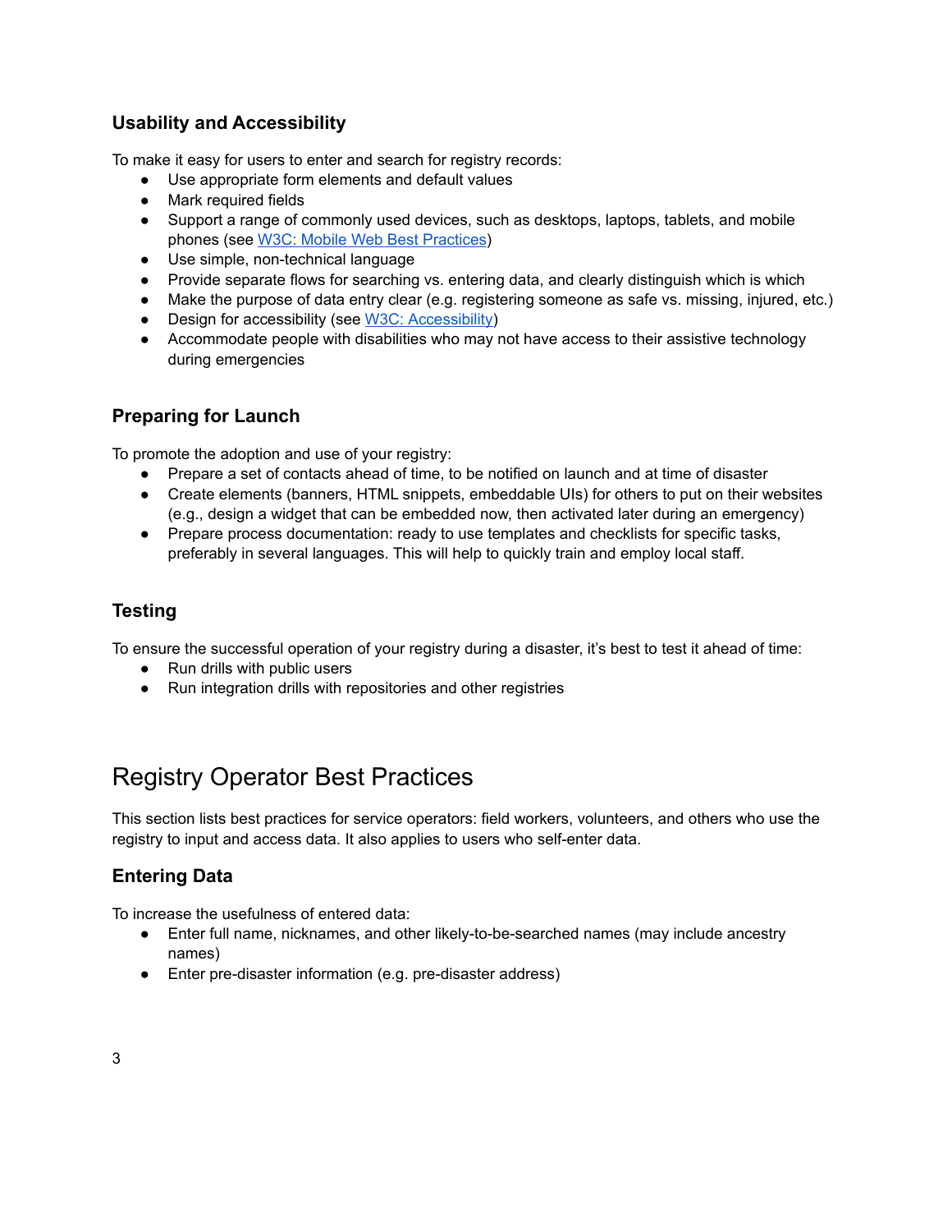### Usability and Accessibility

To make it easy for users to enter and search for registry records:

- Use appropriate form elements and default values
- Mark required fields
- Support a range of commonly used devices, such as desktops, laptops, tablets, and mobile phones (see [W3C: Mobile Web Best Practices](#))
- Use simple, non-technical language
- Provide separate flows for searching vs. entering data, and clearly distinguish which is which
- Make the purpose of data entry clear (e.g. registering someone as safe vs. missing, injured, etc.)
- Design for accessibility (see [W3C: Accessibility](#))
- Accommodate people with disabilities who may not have access to their assistive technology during emergencies

### Preparing for Launch

To promote the adoption and use of your registry:

- Prepare a set of contacts ahead of time, to be notified on launch and at time of disaster
- Create elements (banners, HTML snippets, embeddable UIs) for others to put on their websites (e.g., design a widget that can be embedded now, then activated later during an emergency)
- Prepare process documentation: ready to use templates and checklists for specific tasks, preferably in several languages. This will help to quickly train and employ local staff.

### Testing

To ensure the successful operation of your registry during a disaster, it's best to test it ahead of time:

- Run drills with public users
- Run integration drills with repositories and other registries

## Registry Operator Best Practices

This section lists best practices for service operators: field workers, volunteers, and others who use the registry to input and access data. It also applies to users who self-enter data.

### Entering Data

To increase the usefulness of entered data:

- Enter full name, nicknames, and other likely-to-be-searched names (may include ancestry names)
- Enter pre-disaster information (e.g. pre-disaster address)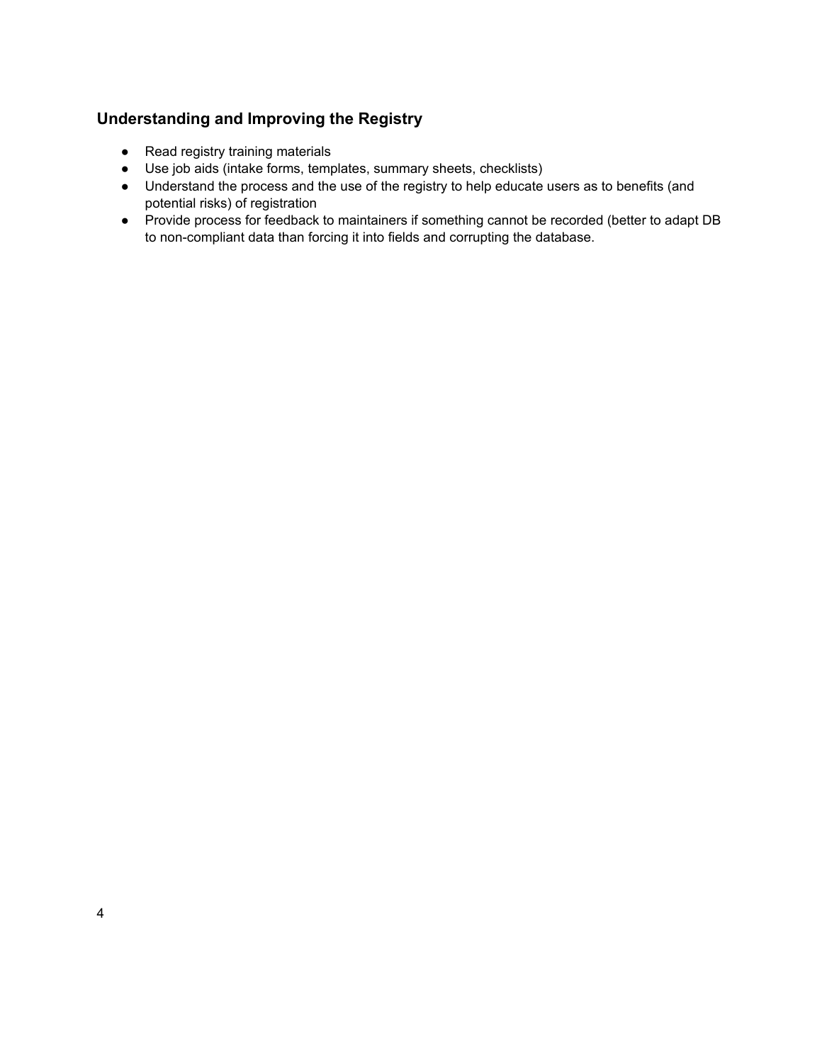## Understanding and Improving the Registry

- Read registry training materials
- Use job aids (intake forms, templates, summary sheets, checklists)
- Understand the process and the use of the registry to help educate users as to benefits (and potential risks) of registration
- Provide process for feedback to maintainers if something cannot be recorded (better to adapt DB to non-compliant data than forcing it into fields and corrupting the database.